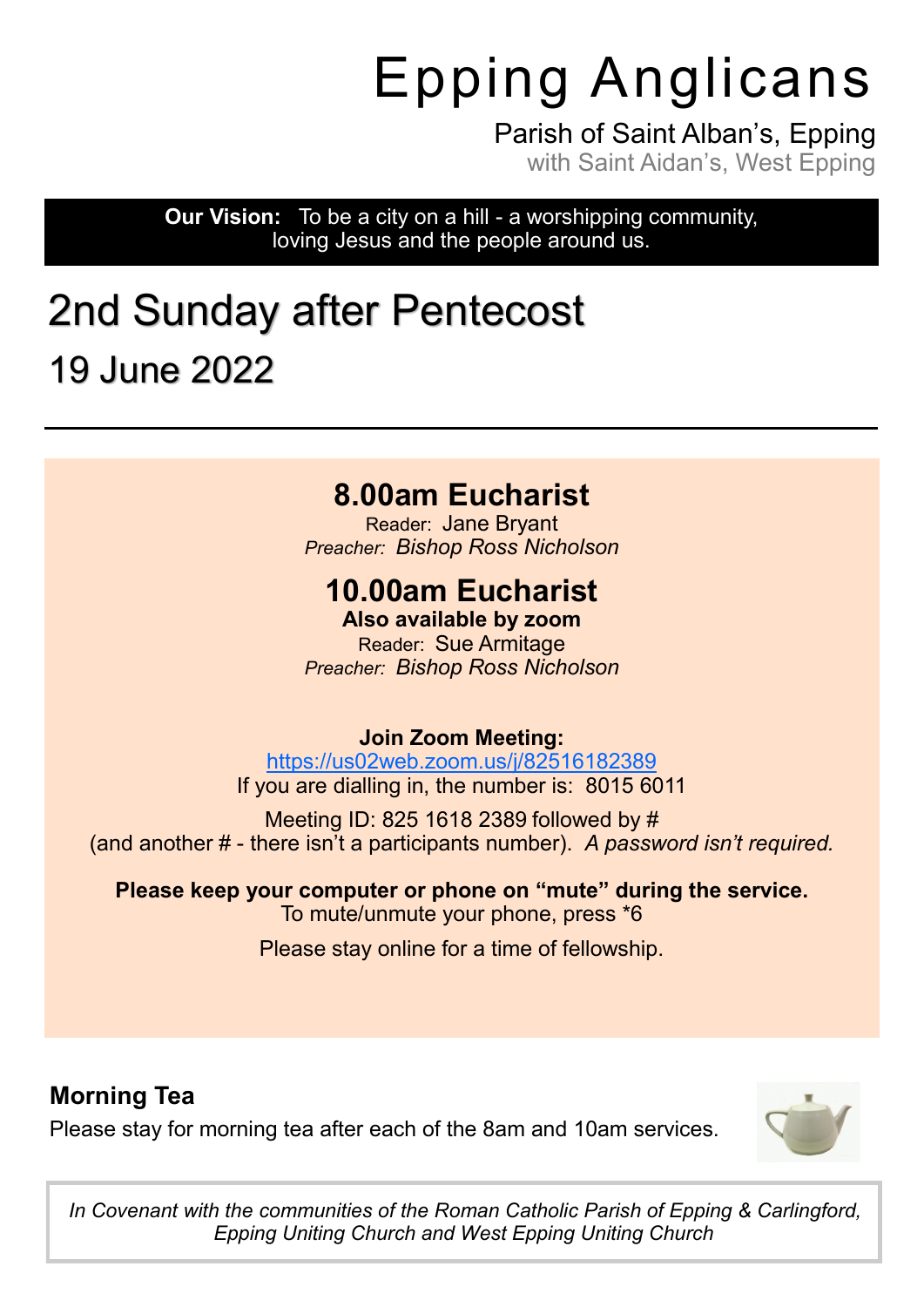# Epping Anglicans

Parish of Saint Alban's, Epping
with Saint Aidan's, West Epping

**Our Vision:** To be a city on a hill - a worshipping community, loving Jesus and the people around us.

## 2nd Sunday after Pentecost

## 19 June 2022

---

### 8.00am Eucharist

Reader: Jane Bryant
*Preacher: Bishop Ross Nicholson*

### 10.00am Eucharist

**Also available by zoom**
Reader: Sue Armitage
*Preacher: Bishop Ross Nicholson*

**Join Zoom Meeting:**
https://us02web.zoom.us/j/82516182389
If you are dialling in, the number is: 8015 6011

Meeting ID: 825 1618 2389 followed by #
(and another # - there isn't a participants number). *A password isn't required.*

**Please keep your computer or phone on "mute" during the service.**
To mute/unmute your phone, press *6

Please stay online for a time of fellowship.

### Morning Tea

Please stay for morning tea after each of the 8am and 10am services.

*In Covenant with the communities of the Roman Catholic Parish of Epping & Carlingford, Epping Uniting Church and West Epping Uniting Church*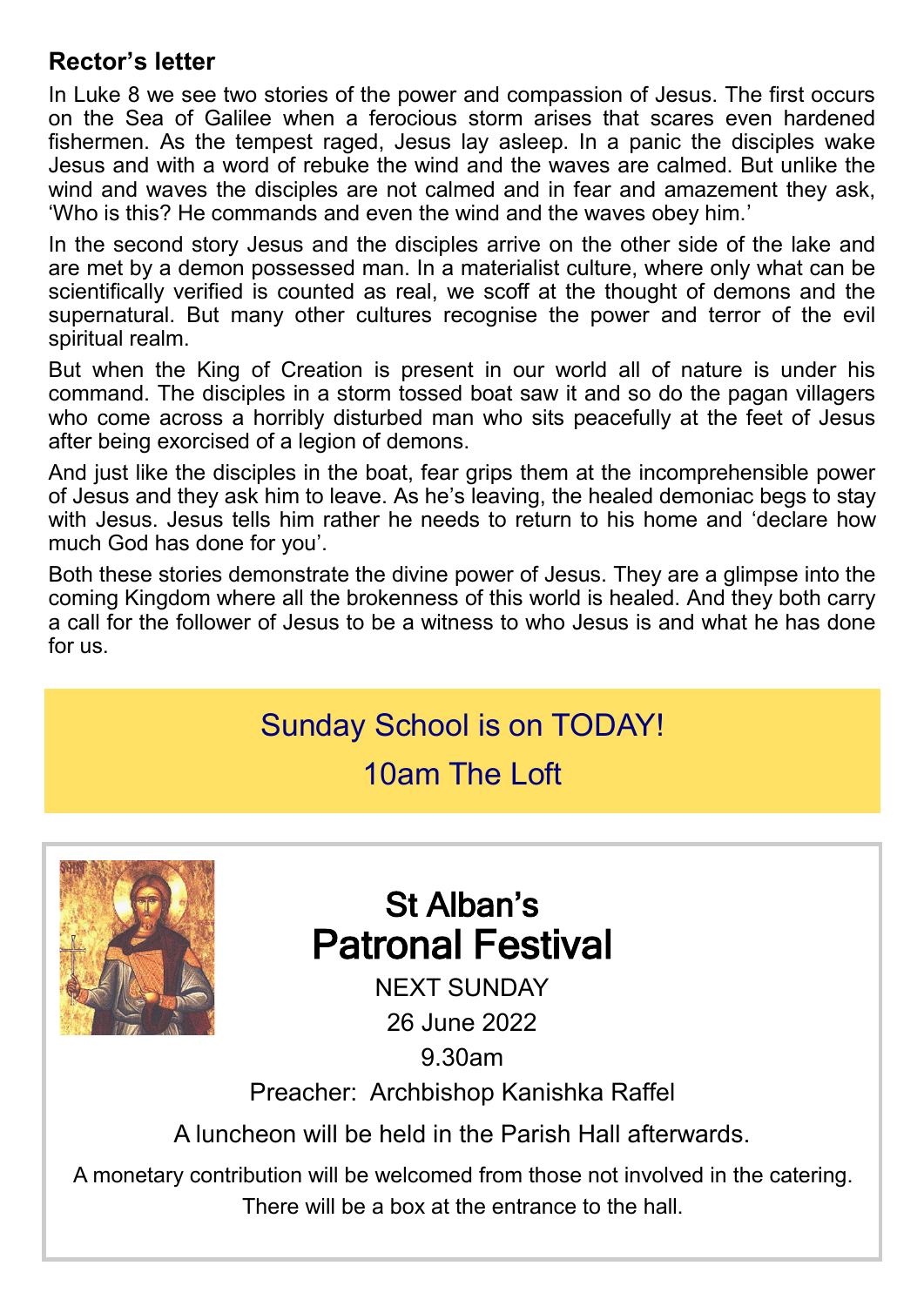## Rector's letter

In Luke 8 we see two stories of the power and compassion of Jesus. The first occurs on the Sea of Galilee when a ferocious storm arises that scares even hardened fishermen. As the tempest raged, Jesus lay asleep. In a panic the disciples wake Jesus and with a word of rebuke the wind and the waves are calmed. But unlike the wind and waves the disciples are not calmed and in fear and amazement they ask, 'Who is this? He commands and even the wind and the waves obey him.'

In the second story Jesus and the disciples arrive on the other side of the lake and are met by a demon possessed man. In a materialist culture, where only what can be scientifically verified is counted as real, we scoff at the thought of demons and the supernatural. But many other cultures recognise the power and terror of the evil spiritual realm.

But when the King of Creation is present in our world all of nature is under his command. The disciples in a storm tossed boat saw it and so do the pagan villagers who come across a horribly disturbed man who sits peacefully at the feet of Jesus after being exorcised of a legion of demons.

And just like the disciples in the boat, fear grips them at the incomprehensible power of Jesus and they ask him to leave. As he's leaving, the healed demoniac begs to stay with Jesus. Jesus tells him rather he needs to return to his home and 'declare how much God has done for you'.

Both these stories demonstrate the divine power of Jesus. They are a glimpse into the coming Kingdom where all the brokenness of this world is healed. And they both carry a call for the follower of Jesus to be a witness to who Jesus is and what he has done for us.

Sunday School is on TODAY!

10am The Loft

## St Alban's Patronal Festival

NEXT SUNDAY

26 June 2022

9.30am

Preacher: Archbishop Kanishka Raffel

A luncheon will be held in the Parish Hall afterwards.

A monetary contribution will be welcomed from those not involved in the catering. There will be a box at the entrance to the hall.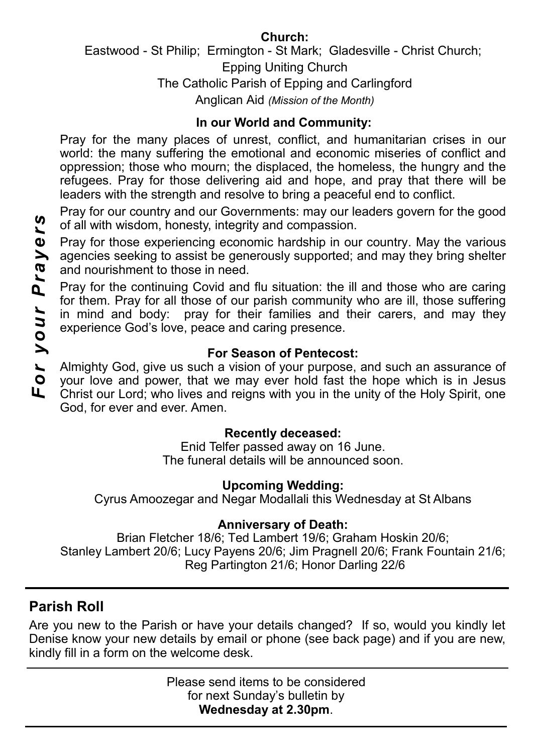# *For your Prayers*

**Church:**

Eastwood - St Philip; Ermington - St Mark; Gladesville - Christ Church;
Epping Uniting Church
The Catholic Parish of Epping and Carlingford
Anglican Aid *(Mission of the Month)*

**In our World and Community:**

Pray for the many places of unrest, conflict, and humanitarian crises in our world: the many suffering the emotional and economic miseries of conflict and oppression; those who mourn; the displaced, the homeless, the hungry and the refugees. Pray for those delivering aid and hope, and pray that there will be leaders with the strength and resolve to bring a peaceful end to conflict.

Pray for our country and our Governments: may our leaders govern for the good of all with wisdom, honesty, integrity and compassion.

Pray for those experiencing economic hardship in our country. May the various agencies seeking to assist be generously supported; and may they bring shelter and nourishment to those in need.

Pray for the continuing Covid and flu situation: the ill and those who are caring for them. Pray for all those of our parish community who are ill, those suffering in mind and body: pray for their families and their carers, and may they experience God's love, peace and caring presence.

**For Season of Pentecost:**

Almighty God, give us such a vision of your purpose, and such an assurance of your love and power, that we may ever hold fast the hope which is in Jesus Christ our Lord; who lives and reigns with you in the unity of the Holy Spirit, one God, for ever and ever. Amen.

**Recently deceased:**

Enid Telfer passed away on 16 June.
The funeral details will be announced soon.

**Upcoming Wedding:**

Cyrus Amoozegar and Negar Modallali this Wednesday at St Albans

**Anniversary of Death:**

Brian Fletcher 18/6; Ted Lambert 19/6; Graham Hoskin 20/6;
Stanley Lambert 20/6; Lucy Payens 20/6; Jim Pragnell 20/6; Frank Fountain 21/6;
Reg Partington 21/6; Honor Darling 22/6

## Parish Roll

Are you new to the Parish or have your details changed? If so, would you kindly let Denise know your new details by email or phone (see back page) and if you are new, kindly fill in a form on the welcome desk.

Please send items to be considered
for next Sunday's bulletin by
**Wednesday at 2.30pm**.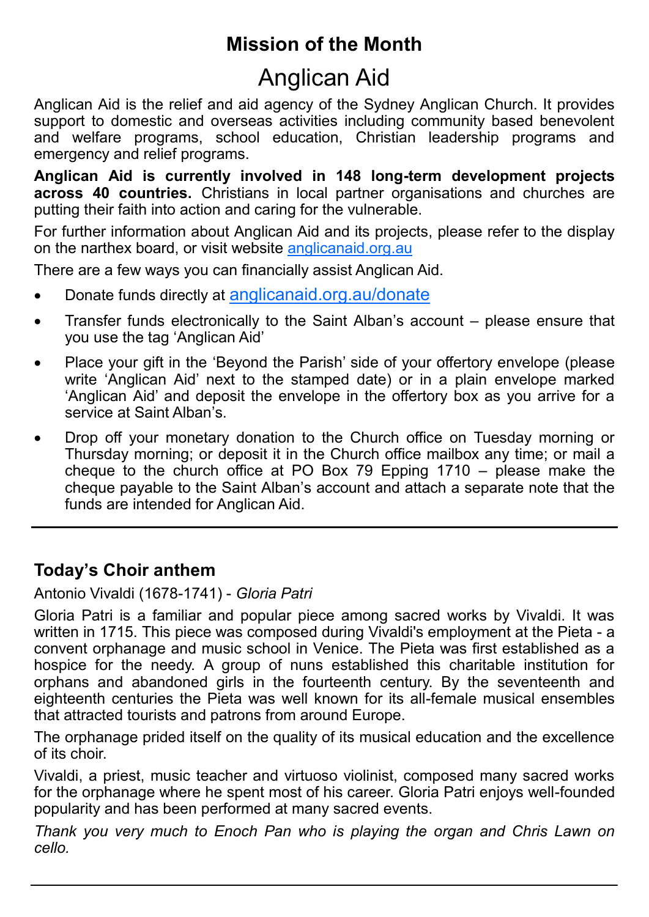# Mission of the Month

## Anglican Aid

Anglican Aid is the relief and aid agency of the Sydney Anglican Church. It provides support to domestic and overseas activities including community based benevolent and welfare programs, school education, Christian leadership programs and emergency and relief programs.

**Anglican Aid is currently involved in 148 long-term development projects across 40 countries.** Christians in local partner organisations and churches are putting their faith into action and caring for the vulnerable.

For further information about Anglican Aid and its projects, please refer to the display on the narthex board, or visit website anglicanaid.org.au

There are a few ways you can financially assist Anglican Aid.

- Donate funds directly at anglicanaid.org.au/donate
- Transfer funds electronically to the Saint Alban's account – please ensure that you use the tag 'Anglican Aid'
- Place your gift in the 'Beyond the Parish' side of your offertory envelope (please write 'Anglican Aid' next to the stamped date) or in a plain envelope marked 'Anglican Aid' and deposit the envelope in the offertory box as you arrive for a service at Saint Alban's.
- Drop off your monetary donation to the Church office on Tuesday morning or Thursday morning; or deposit it in the Church office mailbox any time; or mail a cheque to the church office at PO Box 79 Epping 1710 – please make the cheque payable to the Saint Alban's account and attach a separate note that the funds are intended for Anglican Aid.

---

## Today's Choir anthem

Antonio Vivaldi (1678-1741) - *Gloria Patri*

Gloria Patri is a familiar and popular piece among sacred works by Vivaldi. It was written in 1715. This piece was composed during Vivaldi's employment at the Pieta - a convent orphanage and music school in Venice. The Pieta was first established as a hospice for the needy. A group of nuns established this charitable institution for orphans and abandoned girls in the fourteenth century. By the seventeenth and eighteenth centuries the Pieta was well known for its all-female musical ensembles that attracted tourists and patrons from around Europe.

The orphanage prided itself on the quality of its musical education and the excellence of its choir.

Vivaldi, a priest, music teacher and virtuoso violinist, composed many sacred works for the orphanage where he spent most of his career. Gloria Patri enjoys well-founded popularity and has been performed at many sacred events.

*Thank you very much to Enoch Pan who is playing the organ and Chris Lawn on cello.*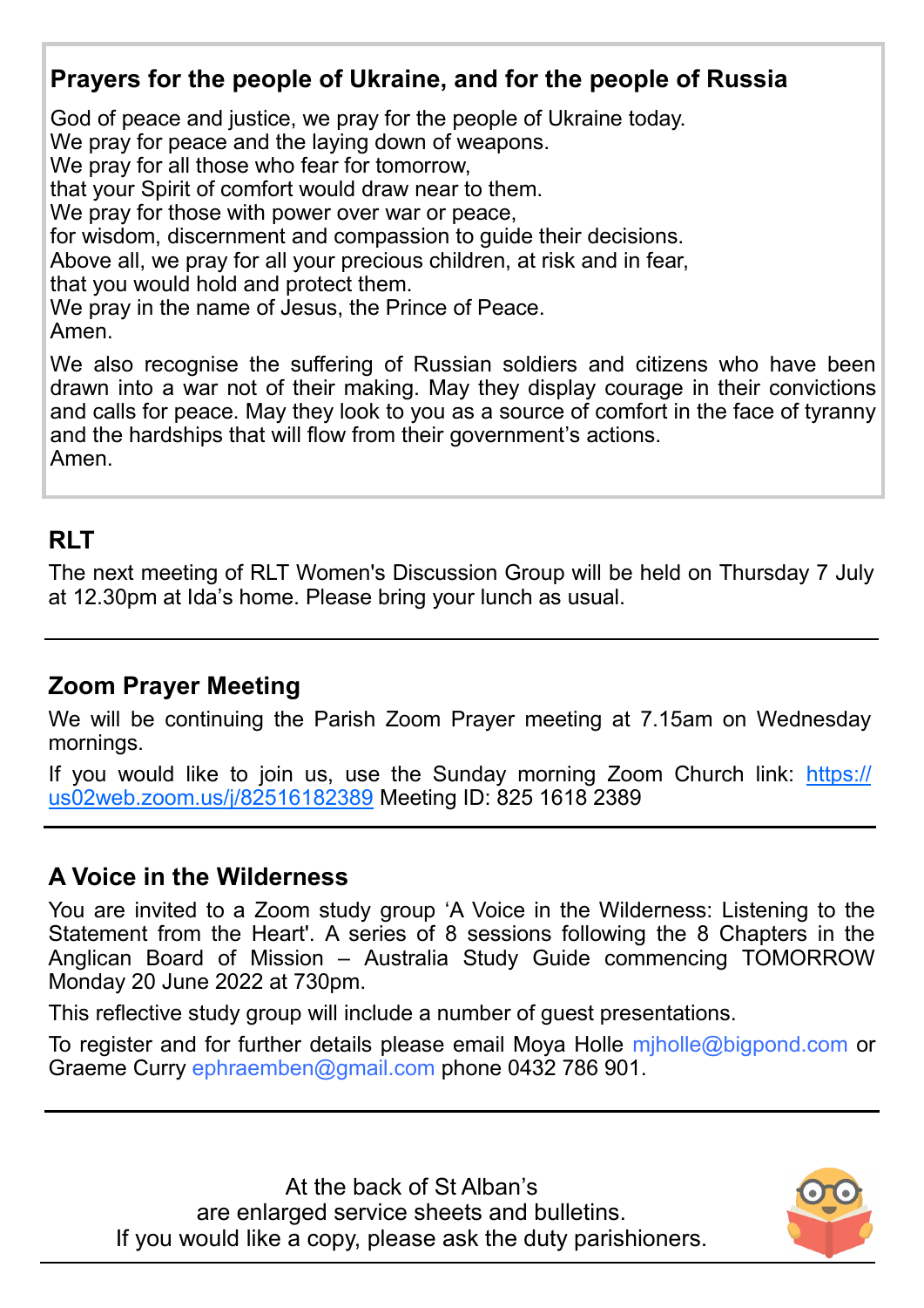## Prayers for the people of Ukraine, and for the people of Russia

God of peace and justice, we pray for the people of Ukraine today.
We pray for peace and the laying down of weapons.
We pray for all those who fear for tomorrow,
that your Spirit of comfort would draw near to them.
We pray for those with power over war or peace,
for wisdom, discernment and compassion to guide their decisions.
Above all, we pray for all your precious children, at risk and in fear,
that you would hold and protect them.
We pray in the name of Jesus, the Prince of Peace.
Amen.

We also recognise the suffering of Russian soldiers and citizens who have been drawn into a war not of their making. May they display courage in their convictions and calls for peace. May they look to you as a source of comfort in the face of tyranny and the hardships that will flow from their government's actions.
Amen.

## RLT

The next meeting of RLT Women's Discussion Group will be held on Thursday 7 July at 12.30pm at Ida's home. Please bring your lunch as usual.

---

## Zoom Prayer Meeting

We will be continuing the Parish Zoom Prayer meeting at 7.15am on Wednesday mornings.

If you would like to join us, use the Sunday morning Zoom Church link: https://us02web.zoom.us/j/82516182389 Meeting ID: 825 1618 2389

---

## A Voice in the Wilderness

You are invited to a Zoom study group 'A Voice in the Wilderness: Listening to the Statement from the Heart'. A series of 8 sessions following the 8 Chapters in the Anglican Board of Mission – Australia Study Guide commencing TOMORROW Monday 20 June 2022 at 730pm.

This reflective study group will include a number of guest presentations.

To register and for further details please email Moya Holle mjholle@bigpond.com or Graeme Curry ephraemben@gmail.com phone 0432 786 901.

---

At the back of St Alban's
are enlarged service sheets and bulletins.
If you would like a copy, please ask the duty parishioners.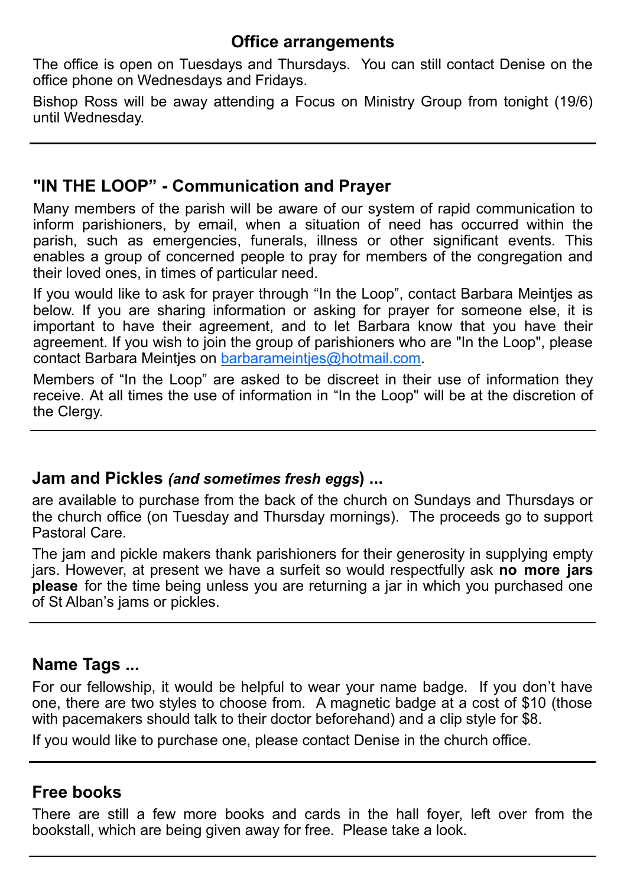## Office arrangements

The office is open on Tuesdays and Thursdays. You can still contact Denise on the office phone on Wednesdays and Fridays.

Bishop Ross will be away attending a Focus on Ministry Group from tonight (19/6) until Wednesday.

---

## "IN THE LOOP" - Communication and Prayer

Many members of the parish will be aware of our system of rapid communication to inform parishioners, by email, when a situation of need has occurred within the parish, such as emergencies, funerals, illness or other significant events. This enables a group of concerned people to pray for members of the congregation and their loved ones, in times of particular need.

If you would like to ask for prayer through "In the Loop", contact Barbara Meintjes as below. If you are sharing information or asking for prayer for someone else, it is important to have their agreement, and to let Barbara know that you have their agreement. If you wish to join the group of parishioners who are "In the Loop", please contact Barbara Meintjes on barbarameintjes@hotmail.com.

Members of "In the Loop" are asked to be discreet in their use of information they receive. At all times the use of information in "In the Loop" will be at the discretion of the Clergy.

---

## Jam and Pickles *(and sometimes fresh eggs)* ...

are available to purchase from the back of the church on Sundays and Thursdays or the church office (on Tuesday and Thursday mornings). The proceeds go to support Pastoral Care.

The jam and pickle makers thank parishioners for their generosity in supplying empty jars. However, at present we have a surfeit so would respectfully ask **no more jars please** for the time being unless you are returning a jar in which you purchased one of St Alban's jams or pickles.

---

## Name Tags ...

For our fellowship, it would be helpful to wear your name badge. If you don't have one, there are two styles to choose from. A magnetic badge at a cost of $10 (those with pacemakers should talk to their doctor beforehand) and a clip style for $8.

If you would like to purchase one, please contact Denise in the church office.

---

## Free books

There are still a few more books and cards in the hall foyer, left over from the bookstall, which are being given away for free. Please take a look.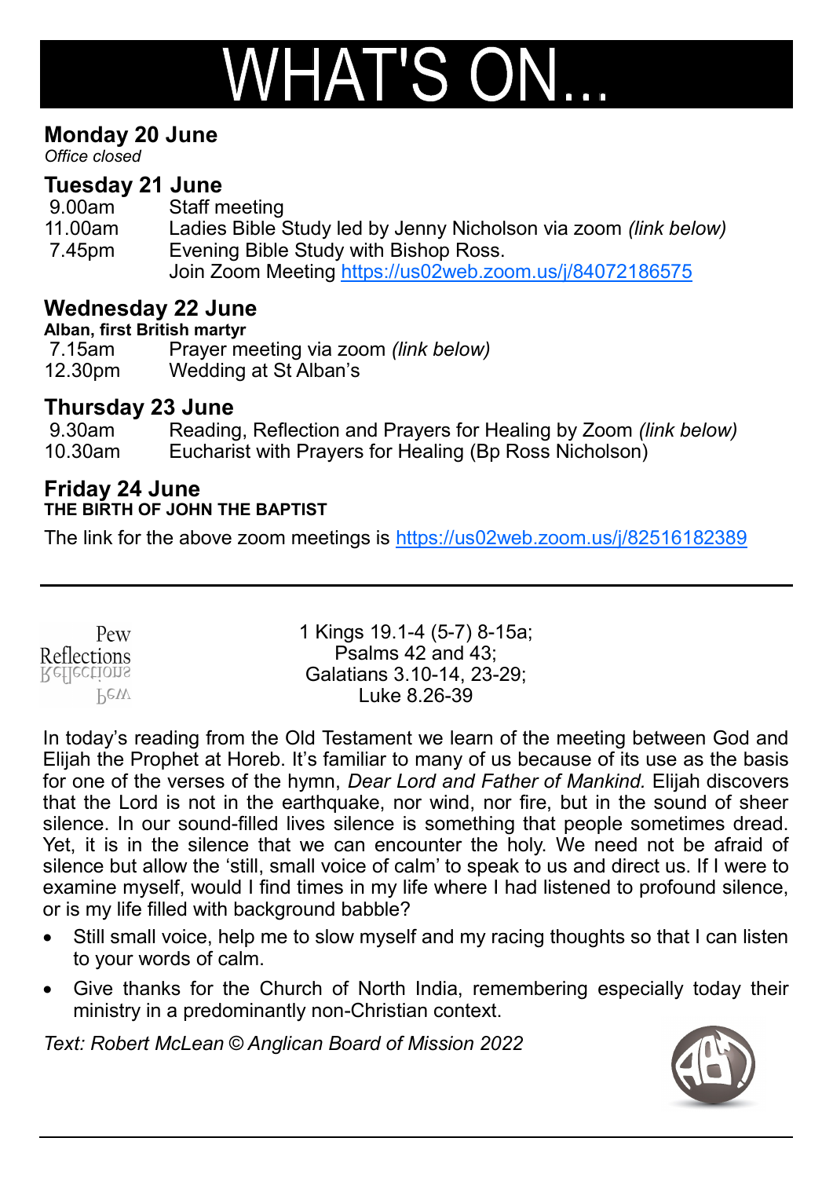# WHAT'S ON...

## Monday 20 June

*Office closed*

## Tuesday 21 June

9.00am Staff meeting
11.00am Ladies Bible Study led by Jenny Nicholson via zoom *(link below)*
7.45pm Evening Bible Study with Bishop Ross.
Join Zoom Meeting https://us02web.zoom.us/j/84072186575

## Wednesday 22 June

**Alban, first British martyr**

7.15am Prayer meeting via zoom *(link below)*
12.30pm Wedding at St Alban's

## Thursday 23 June

9.30am Reading, Reflection and Prayers for Healing by Zoom *(link below)*
10.30am Eucharist with Prayers for Healing (Bp Ross Nicholson)

## Friday 24 June

**THE BIRTH OF JOHN THE BAPTIST**

The link for the above zoom meetings is https://us02web.zoom.us/j/82516182389

---

Pew Reflections

1 Kings 19.1-4 (5-7) 8-15a;
Psalms 42 and 43;
Galatians 3.10-14, 23-29;
Luke 8.26-39

In today's reading from the Old Testament we learn of the meeting between God and Elijah the Prophet at Horeb. It's familiar to many of us because of its use as the basis for one of the verses of the hymn, *Dear Lord and Father of Mankind.* Elijah discovers that the Lord is not in the earthquake, nor wind, nor fire, but in the sound of sheer silence. In our sound-filled lives silence is something that people sometimes dread. Yet, it is in the silence that we can encounter the holy. We need not be afraid of silence but allow the 'still, small voice of calm' to speak to us and direct us. If I were to examine myself, would I find times in my life where I had listened to profound silence, or is my life filled with background babble?

- Still small voice, help me to slow myself and my racing thoughts so that I can listen to your words of calm.
- Give thanks for the Church of North India, remembering especially today their ministry in a predominantly non-Christian context.

*Text: Robert McLean © Anglican Board of Mission 2022*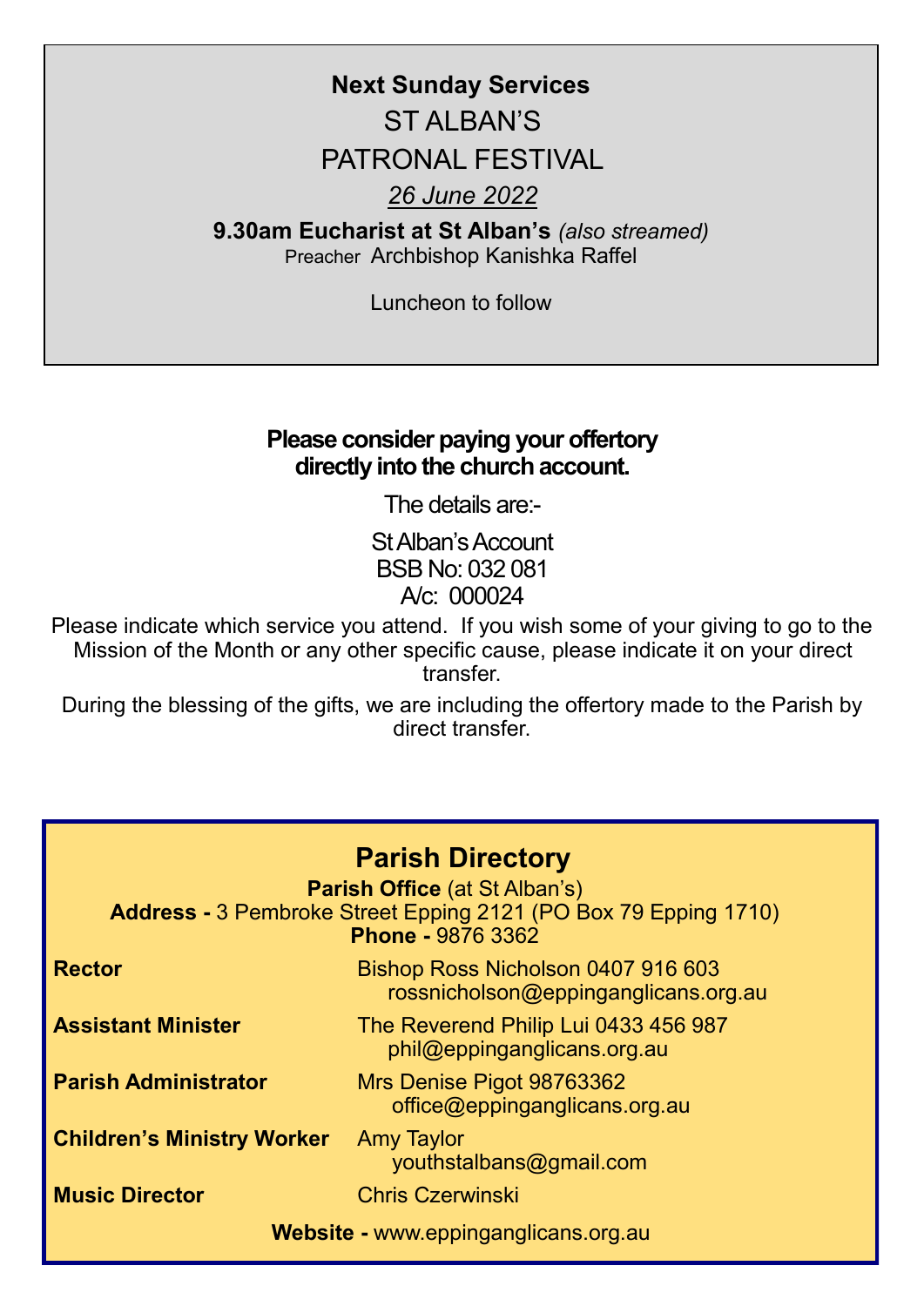## Next Sunday Services

### ST ALBAN'S PATRONAL FESTIVAL

*26 June 2022*

**9.30am Eucharist at St Alban's** *(also streamed)*
Preacher Archbishop Kanishka Raffel

Luncheon to follow

**Please consider paying your offertory directly into the church account.**

The details are:-

St Alban's Account
BSB No: 032 081
A/c: 000024

Please indicate which service you attend. If you wish some of your giving to go to the Mission of the Month or any other specific cause, please indicate it on your direct transfer.

During the blessing of the gifts, we are including the offertory made to the Parish by direct transfer.

## Parish Directory

**Parish Office** (at St Alban's)
**Address -** 3 Pembroke Street Epping 2121 (PO Box 79 Epping 1710)
**Phone -** 9876 3362

| | |
|---|---|
| **Rector** | Bishop Ross Nicholson 0407 916 603<br>rossnicholson@eppinganglicans.org.au |
| **Assistant Minister** | The Reverend Philip Lui 0433 456 987<br>phil@eppinganglicans.org.au |
| **Parish Administrator** | Mrs Denise Pigot 98763362<br>office@eppinganglicans.org.au |
| **Children's Ministry Worker** | Amy Taylor<br>youthstalbans@gmail.com |
| **Music Director** | Chris Czerwinski |

**Website -** www.eppinganglicans.org.au